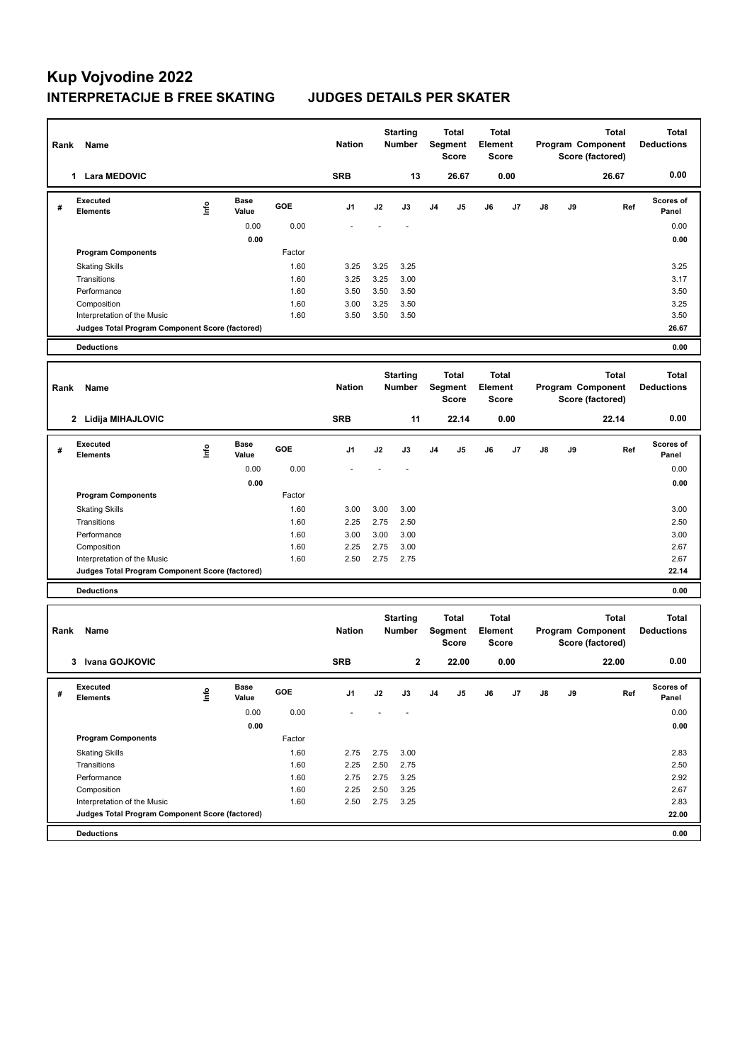# Kup Vojvodine 2022

## INTERPRETACIJE B FREE SKATING JUDGES DETAILS PER SKATER

| Rank | Name | Nation | Starting Number | Total Segment Score | Total Element Score | Total Program Component Score (factored) | Total Deductions |
|---|---|---|---|---|---|---|---|
| 1 | Lara MEDOVIC | SRB | 13 | 26.67 | 0.00 | 26.67 | 0.00 |

| # | Executed Elements | Info | Base Value | GOE | J1 | J2 | J3 | J4 | J5 | J6 | J7 | J8 | J9 | Ref | Scores of Panel |
|---|---|---|---|---|---|---|---|---|---|---|---|---|---|---|---|
| | | | 0.00 | 0.00 | - | - | - | | | | | | | | 0.00 |
| | | | 0.00 | | | | | | | | | | | | 0.00 |
| | Program Components | | | Factor | | | | | | | | | | | |
| | Skating Skills | | | 1.60 | 3.25 | 3.25 | 3.25 | | | | | | | | 3.25 |
| | Transitions | | | 1.60 | 3.25 | 3.25 | 3.00 | | | | | | | | 3.17 |
| | Performance | | | 1.60 | 3.50 | 3.50 | 3.50 | | | | | | | | 3.50 |
| | Composition | | | 1.60 | 3.00 | 3.25 | 3.50 | | | | | | | | 3.25 |
| | Interpretation of the Music | | | 1.60 | 3.50 | 3.50 | 3.50 | | | | | | | | 3.50 |
| | Judges Total Program Component Score (factored) | | | | | | | | | | | | | | 26.67 |
| | Deductions | | | | | | | | | | | | | | 0.00 |

| Rank | Name | Nation | Starting Number | Total Segment Score | Total Element Score | Total Program Component Score (factored) | Total Deductions |
|---|---|---|---|---|---|---|---|
| 2 | Lidija MIHAJLOVIC | SRB | 11 | 22.14 | 0.00 | 22.14 | 0.00 |

| # | Executed Elements | Info | Base Value | GOE | J1 | J2 | J3 | J4 | J5 | J6 | J7 | J8 | J9 | Ref | Scores of Panel |
|---|---|---|---|---|---|---|---|---|---|---|---|---|---|---|---|
| | | | 0.00 | 0.00 | - | - | - | | | | | | | | 0.00 |
| | | | 0.00 | | | | | | | | | | | | 0.00 |
| | Program Components | | | Factor | | | | | | | | | | | |
| | Skating Skills | | | 1.60 | 3.00 | 3.00 | 3.00 | | | | | | | | 3.00 |
| | Transitions | | | 1.60 | 2.25 | 2.75 | 2.50 | | | | | | | | 2.50 |
| | Performance | | | 1.60 | 3.00 | 3.00 | 3.00 | | | | | | | | 3.00 |
| | Composition | | | 1.60 | 2.25 | 2.75 | 3.00 | | | | | | | | 2.67 |
| | Interpretation of the Music | | | 1.60 | 2.50 | 2.75 | 2.75 | | | | | | | | 2.67 |
| | Judges Total Program Component Score (factored) | | | | | | | | | | | | | | 22.14 |
| | Deductions | | | | | | | | | | | | | | 0.00 |

| Rank | Name | Nation | Starting Number | Total Segment Score | Total Element Score | Total Program Component Score (factored) | Total Deductions |
|---|---|---|---|---|---|---|---|
| 3 | Ivana GOJKOVIC | SRB | 2 | 22.00 | 0.00 | 22.00 | 0.00 |

| # | Executed Elements | Info | Base Value | GOE | J1 | J2 | J3 | J4 | J5 | J6 | J7 | J8 | J9 | Ref | Scores of Panel |
|---|---|---|---|---|---|---|---|---|---|---|---|---|---|---|---|
| | | | 0.00 | 0.00 | - | - | - | | | | | | | | 0.00 |
| | | | 0.00 | | | | | | | | | | | | 0.00 |
| | Program Components | | | Factor | | | | | | | | | | | |
| | Skating Skills | | | 1.60 | 2.75 | 2.75 | 3.00 | | | | | | | | 2.83 |
| | Transitions | | | 1.60 | 2.25 | 2.50 | 2.75 | | | | | | | | 2.50 |
| | Performance | | | 1.60 | 2.75 | 2.75 | 3.25 | | | | | | | | 2.92 |
| | Composition | | | 1.60 | 2.25 | 2.50 | 3.25 | | | | | | | | 2.67 |
| | Interpretation of the Music | | | 1.60 | 2.50 | 2.75 | 3.25 | | | | | | | | 2.83 |
| | Judges Total Program Component Score (factored) | | | | | | | | | | | | | | 22.00 |
| | Deductions | | | | | | | | | | | | | | 0.00 |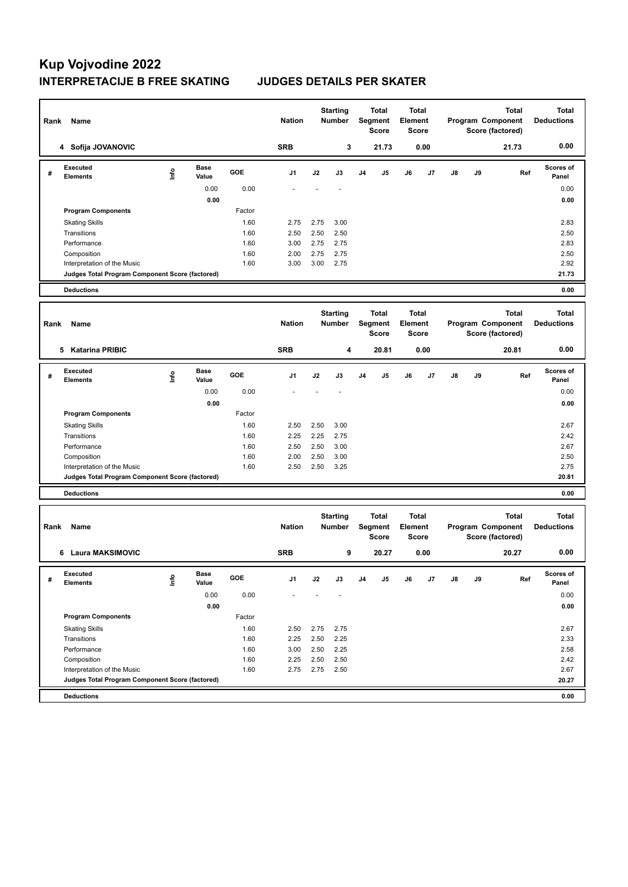# Kup Vojvodine 2022

## INTERPRETACIJE B FREE SKATING JUDGES DETAILS PER SKATER

| Rank | Name | Nation | Starting Number | Total Segment Score | Total Element Score | Total Program Component Score (factored) | Total Deductions |
|---|---|---|---|---|---|---|---|
| 4 | Sofija JOVANOVIC | SRB | 3 | 21.73 | 0.00 | 21.73 | 0.00 |

| # | Executed Elements | Info | Base Value | GOE | J1 | J2 | J3 | J4 | J5 | J6 | J7 | J8 | J9 | Ref | Scores of Panel |
|---|---|---|---|---|---|---|---|---|---|---|---|---|---|---|---|
| | | | 0.00 | 0.00 | - | - | - | | | | | | | | 0.00 |
| | | | 0.00 | | | | | | | | | | | | 0.00 |
| | **Program Components** | | | Factor | | | | | | | | | | | |
| | Skating Skills | | | 1.60 | 2.75 | 2.75 | 3.00 | | | | | | | | 2.83 |
| | Transitions | | | 1.60 | 2.50 | 2.50 | 2.50 | | | | | | | | 2.50 |
| | Performance | | | 1.60 | 3.00 | 2.75 | 2.75 | | | | | | | | 2.83 |
| | Composition | | | 1.60 | 2.00 | 2.75 | 2.75 | | | | | | | | 2.50 |
| | Interpretation of the Music | | | 1.60 | 3.00 | 3.00 | 2.75 | | | | | | | | 2.92 |
| | **Judges Total Program Component Score (factored)** | | | | | | | | | | | | | | **21.73** |
| | **Deductions** | | | | | | | | | | | | | | 0.00 |

| Rank | Name | Nation | Starting Number | Total Segment Score | Total Element Score | Total Program Component Score (factored) | Total Deductions |
|---|---|---|---|---|---|---|---|
| 5 | Katarina PRIBIC | SRB | 4 | 20.81 | 0.00 | 20.81 | 0.00 |

| # | Executed Elements | Info | Base Value | GOE | J1 | J2 | J3 | J4 | J5 | J6 | J7 | J8 | J9 | Ref | Scores of Panel |
|---|---|---|---|---|---|---|---|---|---|---|---|---|---|---|---|
| | | | 0.00 | 0.00 | - | - | - | | | | | | | | 0.00 |
| | | | 0.00 | | | | | | | | | | | | 0.00 |
| | **Program Components** | | | Factor | | | | | | | | | | | |
| | Skating Skills | | | 1.60 | 2.50 | 2.50 | 3.00 | | | | | | | | 2.67 |
| | Transitions | | | 1.60 | 2.25 | 2.25 | 2.75 | | | | | | | | 2.42 |
| | Performance | | | 1.60 | 2.50 | 2.50 | 3.00 | | | | | | | | 2.67 |
| | Composition | | | 1.60 | 2.00 | 2.50 | 3.00 | | | | | | | | 2.50 |
| | Interpretation of the Music | | | 1.60 | 2.50 | 2.50 | 3.25 | | | | | | | | 2.75 |
| | **Judges Total Program Component Score (factored)** | | | | | | | | | | | | | | **20.81** |
| | **Deductions** | | | | | | | | | | | | | | 0.00 |

| Rank | Name | Nation | Starting Number | Total Segment Score | Total Element Score | Total Program Component Score (factored) | Total Deductions |
|---|---|---|---|---|---|---|---|
| 6 | Laura MAKSIMOVIC | SRB | 9 | 20.27 | 0.00 | 20.27 | 0.00 |

| # | Executed Elements | Info | Base Value | GOE | J1 | J2 | J3 | J4 | J5 | J6 | J7 | J8 | J9 | Ref | Scores of Panel |
|---|---|---|---|---|---|---|---|---|---|---|---|---|---|---|---|
| | | | 0.00 | 0.00 | - | - | - | | | | | | | | 0.00 |
| | | | 0.00 | | | | | | | | | | | | 0.00 |
| | **Program Components** | | | Factor | | | | | | | | | | | |
| | Skating Skills | | | 1.60 | 2.50 | 2.75 | 2.75 | | | | | | | | 2.67 |
| | Transitions | | | 1.60 | 2.25 | 2.50 | 2.25 | | | | | | | | 2.33 |
| | Performance | | | 1.60 | 3.00 | 2.50 | 2.25 | | | | | | | | 2.58 |
| | Composition | | | 1.60 | 2.25 | 2.50 | 2.50 | | | | | | | | 2.42 |
| | Interpretation of the Music | | | 1.60 | 2.75 | 2.75 | 2.50 | | | | | | | | 2.67 |
| | **Judges Total Program Component Score (factored)** | | | | | | | | | | | | | | **20.27** |
| | **Deductions** | | | | | | | | | | | | | | 0.00 |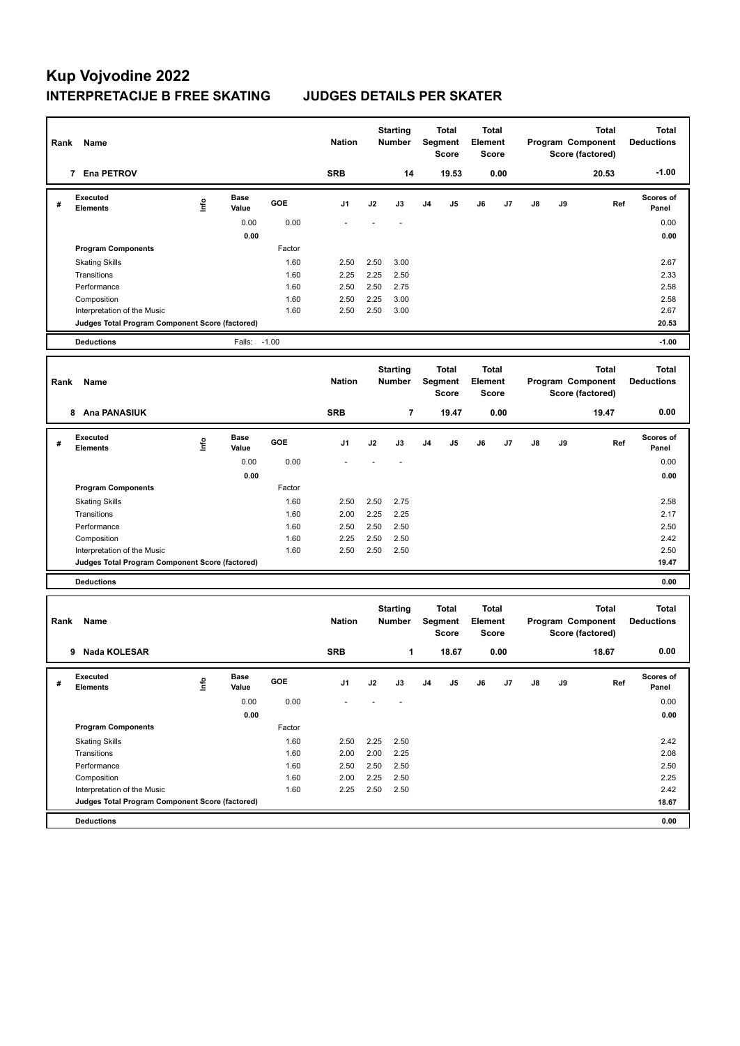# Kup Vojvodine 2022

## INTERPRETACIJE B FREE SKATING JUDGES DETAILS PER SKATER

| Rank | Name | Nation | Starting Number | Total Segment Score | Total Element Score | Total Program Component Score (factored) | Total Deductions |
|---|---|---|---|---|---|---|---|
| 7 | Ena PETROV | SRB | 14 | 19.53 | 0.00 | 20.53 | -1.00 |

| # | Executed Elements | Info | Base Value | GOE | J1 | J2 | J3 | J4 | J5 | J6 | J7 | J8 | J9 | Ref | Scores of Panel |
|---|---|---|---|---|---|---|---|---|---|---|---|---|---|---|---|
| | | | 0.00 | 0.00 | - | - | - | | | | | | | | 0.00 |
| | | | 0.00 | | | | | | | | | | | | 0.00 |
| | **Program Components** | | | Factor | | | | | | | | | | | |
| | Skating Skills | | | 1.60 | 2.50 | 2.50 | 3.00 | | | | | | | | 2.67 |
| | Transitions | | | 1.60 | 2.25 | 2.25 | 2.50 | | | | | | | | 2.33 |
| | Performance | | | 1.60 | 2.50 | 2.50 | 2.75 | | | | | | | | 2.58 |
| | Composition | | | 1.60 | 2.50 | 2.25 | 3.00 | | | | | | | | 2.58 |
| | Interpretation of the Music | | | 1.60 | 2.50 | 2.50 | 3.00 | | | | | | | | 2.67 |
| | **Judges Total Program Component Score (factored)** | | | | | | | | | | | | | | 20.53 |
| | **Deductions** | | Falls: | -1.00 | | | | | | | | | | | -1.00 |

| Rank | Name | Nation | Starting Number | Total Segment Score | Total Element Score | Total Program Component Score (factored) | Total Deductions |
|---|---|---|---|---|---|---|---|
| 8 | Ana PANASIUK | SRB | 7 | 19.47 | 0.00 | 19.47 | 0.00 |

| # | Executed Elements | Info | Base Value | GOE | J1 | J2 | J3 | J4 | J5 | J6 | J7 | J8 | J9 | Ref | Scores of Panel |
|---|---|---|---|---|---|---|---|---|---|---|---|---|---|---|---|
| | | | 0.00 | 0.00 | - | - | - | | | | | | | | 0.00 |
| | | | 0.00 | | | | | | | | | | | | 0.00 |
| | **Program Components** | | | Factor | | | | | | | | | | | |
| | Skating Skills | | | 1.60 | 2.50 | 2.50 | 2.75 | | | | | | | | 2.58 |
| | Transitions | | | 1.60 | 2.00 | 2.25 | 2.25 | | | | | | | | 2.17 |
| | Performance | | | 1.60 | 2.50 | 2.50 | 2.50 | | | | | | | | 2.50 |
| | Composition | | | 1.60 | 2.25 | 2.50 | 2.50 | | | | | | | | 2.42 |
| | Interpretation of the Music | | | 1.60 | 2.50 | 2.50 | 2.50 | | | | | | | | 2.50 |
| | **Judges Total Program Component Score (factored)** | | | | | | | | | | | | | | 19.47 |
| | **Deductions** | | | | | | | | | | | | | | 0.00 |

| Rank | Name | Nation | Starting Number | Total Segment Score | Total Element Score | Total Program Component Score (factored) | Total Deductions |
|---|---|---|---|---|---|---|---|
| 9 | Nada KOLESAR | SRB | 1 | 18.67 | 0.00 | 18.67 | 0.00 |

| # | Executed Elements | Info | Base Value | GOE | J1 | J2 | J3 | J4 | J5 | J6 | J7 | J8 | J9 | Ref | Scores of Panel |
|---|---|---|---|---|---|---|---|---|---|---|---|---|---|---|---|
| | | | 0.00 | 0.00 | - | - | - | | | | | | | | 0.00 |
| | | | 0.00 | | | | | | | | | | | | 0.00 |
| | **Program Components** | | | Factor | | | | | | | | | | | |
| | Skating Skills | | | 1.60 | 2.50 | 2.25 | 2.50 | | | | | | | | 2.42 |
| | Transitions | | | 1.60 | 2.00 | 2.00 | 2.25 | | | | | | | | 2.08 |
| | Performance | | | 1.60 | 2.50 | 2.50 | 2.50 | | | | | | | | 2.50 |
| | Composition | | | 1.60 | 2.00 | 2.25 | 2.50 | | | | | | | | 2.25 |
| | Interpretation of the Music | | | 1.60 | 2.25 | 2.50 | 2.50 | | | | | | | | 2.42 |
| | **Judges Total Program Component Score (factored)** | | | | | | | | | | | | | | 18.67 |
| | **Deductions** | | | | | | | | | | | | | | 0.00 |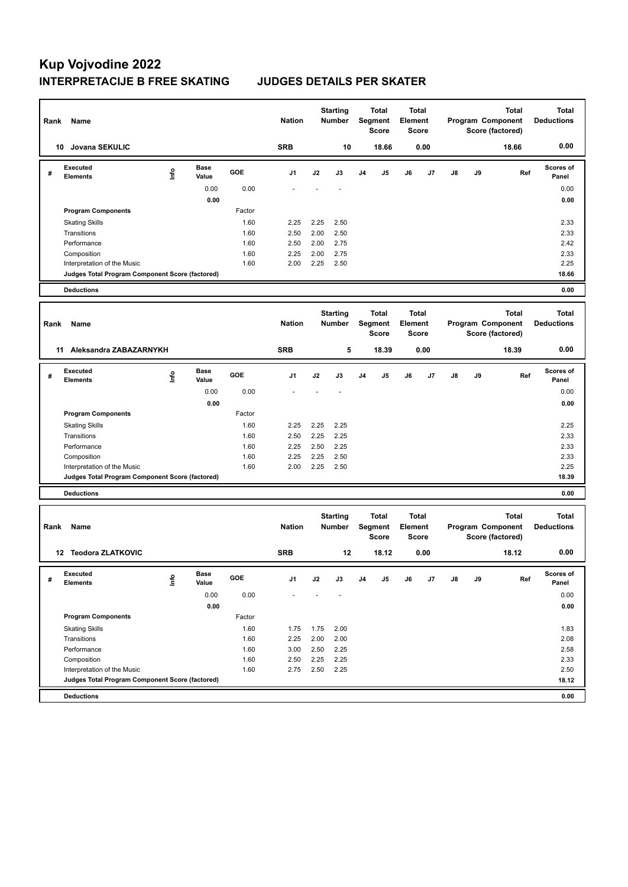# Kup Vojvodine 2022

## INTERPRETACIJE B FREE SKATING JUDGES DETAILS PER SKATER

| Rank | Name | Nation | Starting Number | Total Segment Score | Total Element Score | Total Program Component Score (factored) | Total Deductions |
|---|---|---|---|---|---|---|---|
| 10 | Jovana SEKULIC | SRB | 10 | 18.66 | 0.00 | 18.66 | 0.00 |

| # | Executed Elements | Info | Base Value | GOE | J1 | J2 | J3 | J4 | J5 | J6 | J7 | J8 | J9 | Ref | Scores of Panel |
|---|---|---|---|---|---|---|---|---|---|---|---|---|---|---|---|
| | | | 0.00 | 0.00 | - | - | - | | | | | | | | 0.00 |
| | | | 0.00 | | | | | | | | | | | | 0.00 |
| | Program Components | | | Factor | | | | | | | | | | | |
| | Skating Skills | | | 1.60 | 2.25 | 2.25 | 2.50 | | | | | | | | 2.33 |
| | Transitions | | | 1.60 | 2.50 | 2.00 | 2.50 | | | | | | | | 2.33 |
| | Performance | | | 1.60 | 2.50 | 2.00 | 2.75 | | | | | | | | 2.42 |
| | Composition | | | 1.60 | 2.25 | 2.00 | 2.75 | | | | | | | | 2.33 |
| | Interpretation of the Music | | | 1.60 | 2.00 | 2.25 | 2.50 | | | | | | | | 2.25 |
| | Judges Total Program Component Score (factored) | | | | | | | | | | | | | | 18.66 |
| | Deductions | | | | | | | | | | | | | | 0.00 |

| Rank | Name | Nation | Starting Number | Total Segment Score | Total Element Score | Total Program Component Score (factored) | Total Deductions |
|---|---|---|---|---|---|---|---|
| 11 | Aleksandra ZABAZARNYKH | SRB | 5 | 18.39 | 0.00 | 18.39 | 0.00 |

| # | Executed Elements | Info | Base Value | GOE | J1 | J2 | J3 | J4 | J5 | J6 | J7 | J8 | J9 | Ref | Scores of Panel |
|---|---|---|---|---|---|---|---|---|---|---|---|---|---|---|---|
| | | | 0.00 | 0.00 | - | - | - | | | | | | | | 0.00 |
| | | | 0.00 | | | | | | | | | | | | 0.00 |
| | Program Components | | | Factor | | | | | | | | | | | |
| | Skating Skills | | | 1.60 | 2.25 | 2.25 | 2.25 | | | | | | | | 2.25 |
| | Transitions | | | 1.60 | 2.50 | 2.25 | 2.25 | | | | | | | | 2.33 |
| | Performance | | | 1.60 | 2.25 | 2.50 | 2.25 | | | | | | | | 2.33 |
| | Composition | | | 1.60 | 2.25 | 2.25 | 2.50 | | | | | | | | 2.33 |
| | Interpretation of the Music | | | 1.60 | 2.00 | 2.25 | 2.50 | | | | | | | | 2.25 |
| | Judges Total Program Component Score (factored) | | | | | | | | | | | | | | 18.39 |
| | Deductions | | | | | | | | | | | | | | 0.00 |

| Rank | Name | Nation | Starting Number | Total Segment Score | Total Element Score | Total Program Component Score (factored) | Total Deductions |
|---|---|---|---|---|---|---|---|
| 12 | Teodora ZLATKOVIC | SRB | 12 | 18.12 | 0.00 | 18.12 | 0.00 |

| # | Executed Elements | Info | Base Value | GOE | J1 | J2 | J3 | J4 | J5 | J6 | J7 | J8 | J9 | Ref | Scores of Panel |
|---|---|---|---|---|---|---|---|---|---|---|---|---|---|---|---|
| | | | 0.00 | 0.00 | - | - | - | | | | | | | | 0.00 |
| | | | 0.00 | | | | | | | | | | | | 0.00 |
| | Program Components | | | Factor | | | | | | | | | | | |
| | Skating Skills | | | 1.60 | 1.75 | 1.75 | 2.00 | | | | | | | | 1.83 |
| | Transitions | | | 1.60 | 2.25 | 2.00 | 2.00 | | | | | | | | 2.08 |
| | Performance | | | 1.60 | 3.00 | 2.50 | 2.25 | | | | | | | | 2.58 |
| | Composition | | | 1.60 | 2.50 | 2.25 | 2.25 | | | | | | | | 2.33 |
| | Interpretation of the Music | | | 1.60 | 2.75 | 2.50 | 2.25 | | | | | | | | 2.50 |
| | Judges Total Program Component Score (factored) | | | | | | | | | | | | | | 18.12 |
| | Deductions | | | | | | | | | | | | | | 0.00 |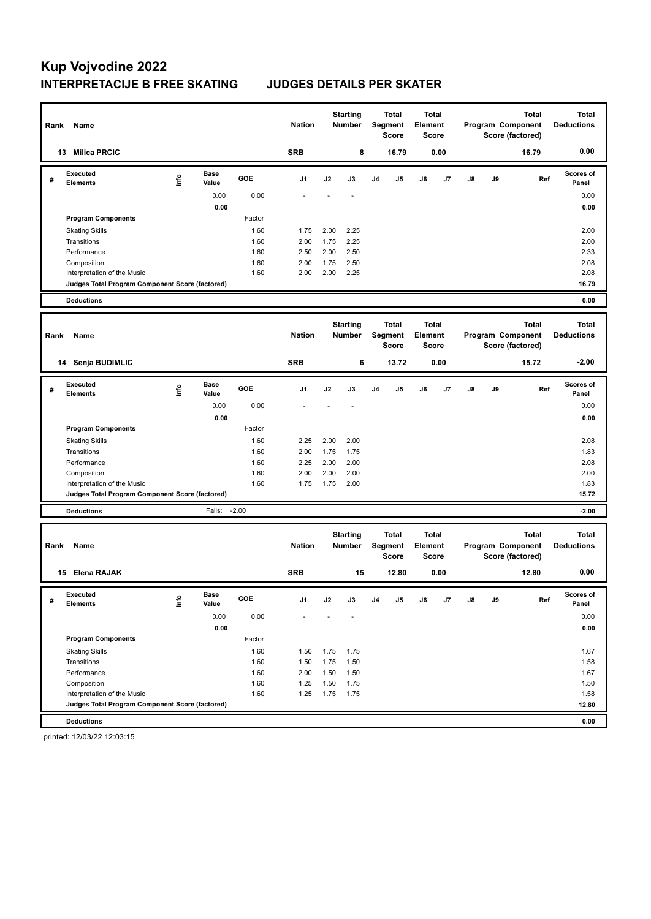# Kup Vojvodine 2022

## INTERPRETACIJE B FREE SKATING JUDGES DETAILS PER SKATER

| Rank | Name | Nation | Starting Number | Total Segment Score | Total Element Score | Total Program Component Score (factored) | Total Deductions |
|---|---|---|---|---|---|---|---|
| 13 | Milica PRCIC | SRB | 8 | 16.79 | 0.00 | 16.79 | 0.00 |

| # | Executed Elements | Info | Base Value | GOE | J1 | J2 | J3 | J4 | J5 | J6 | J7 | J8 | J9 | Ref | Scores of Panel |
|---|---|---|---|---|---|---|---|---|---|---|---|---|---|---|---|
| | | | 0.00 | 0.00 | - | - | - | | | | | | | | 0.00 |
| | | | 0.00 | | | | | | | | | | | | 0.00 |
| | Program Components | | | Factor | | | | | | | | | | | |
| | Skating Skills | | | 1.60 | 1.75 | 2.00 | 2.25 | | | | | | | | 2.00 |
| | Transitions | | | 1.60 | 2.00 | 1.75 | 2.25 | | | | | | | | 2.00 |
| | Performance | | | 1.60 | 2.50 | 2.00 | 2.50 | | | | | | | | 2.33 |
| | Composition | | | 1.60 | 2.00 | 1.75 | 2.50 | | | | | | | | 2.08 |
| | Interpretation of the Music | | | 1.60 | 2.00 | 2.00 | 2.25 | | | | | | | | 2.08 |
| | Judges Total Program Component Score (factored) | | | | | | | | | | | | | | 16.79 |
| | Deductions | | | | | | | | | | | | | | 0.00 |

| Rank | Name | Nation | Starting Number | Total Segment Score | Total Element Score | Total Program Component Score (factored) | Total Deductions |
|---|---|---|---|---|---|---|---|
| 14 | Senja BUDIMLIC | SRB | 6 | 13.72 | 0.00 | 15.72 | -2.00 |

| # | Executed Elements | Info | Base Value | GOE | J1 | J2 | J3 | J4 | J5 | J6 | J7 | J8 | J9 | Ref | Scores of Panel |
|---|---|---|---|---|---|---|---|---|---|---|---|---|---|---|---|
| | | | 0.00 | 0.00 | - | - | - | | | | | | | | 0.00 |
| | | | 0.00 | | | | | | | | | | | | 0.00 |
| | Program Components | | | Factor | | | | | | | | | | | |
| | Skating Skills | | | 1.60 | 2.25 | 2.00 | 2.00 | | | | | | | | 2.08 |
| | Transitions | | | 1.60 | 2.00 | 1.75 | 1.75 | | | | | | | | 1.83 |
| | Performance | | | 1.60 | 2.25 | 2.00 | 2.00 | | | | | | | | 2.08 |
| | Composition | | | 1.60 | 2.00 | 2.00 | 2.00 | | | | | | | | 2.00 |
| | Interpretation of the Music | | | 1.60 | 1.75 | 1.75 | 2.00 | | | | | | | | 1.83 |
| | Judges Total Program Component Score (factored) | | | | | | | | | | | | | | 15.72 |
| | Deductions | | Falls: | -2.00 | | | | | | | | | | | -2.00 |

| Rank | Name | Nation | Starting Number | Total Segment Score | Total Element Score | Total Program Component Score (factored) | Total Deductions |
|---|---|---|---|---|---|---|---|
| 15 | Elena RAJAK | SRB | 15 | 12.80 | 0.00 | 12.80 | 0.00 |

| # | Executed Elements | Info | Base Value | GOE | J1 | J2 | J3 | J4 | J5 | J6 | J7 | J8 | J9 | Ref | Scores of Panel |
|---|---|---|---|---|---|---|---|---|---|---|---|---|---|---|---|
| | | | 0.00 | 0.00 | - | - | - | | | | | | | | 0.00 |
| | | | 0.00 | | | | | | | | | | | | 0.00 |
| | Program Components | | | Factor | | | | | | | | | | | |
| | Skating Skills | | | 1.60 | 1.50 | 1.75 | 1.75 | | | | | | | | 1.67 |
| | Transitions | | | 1.60 | 1.50 | 1.75 | 1.50 | | | | | | | | 1.58 |
| | Performance | | | 1.60 | 2.00 | 1.50 | 1.50 | | | | | | | | 1.67 |
| | Composition | | | 1.60 | 1.25 | 1.50 | 1.75 | | | | | | | | 1.50 |
| | Interpretation of the Music | | | 1.60 | 1.25 | 1.75 | 1.75 | | | | | | | | 1.58 |
| | Judges Total Program Component Score (factored) | | | | | | | | | | | | | | 12.80 |
| | Deductions | | | | | | | | | | | | | | 0.00 |

printed: 12/03/22 12:03:15